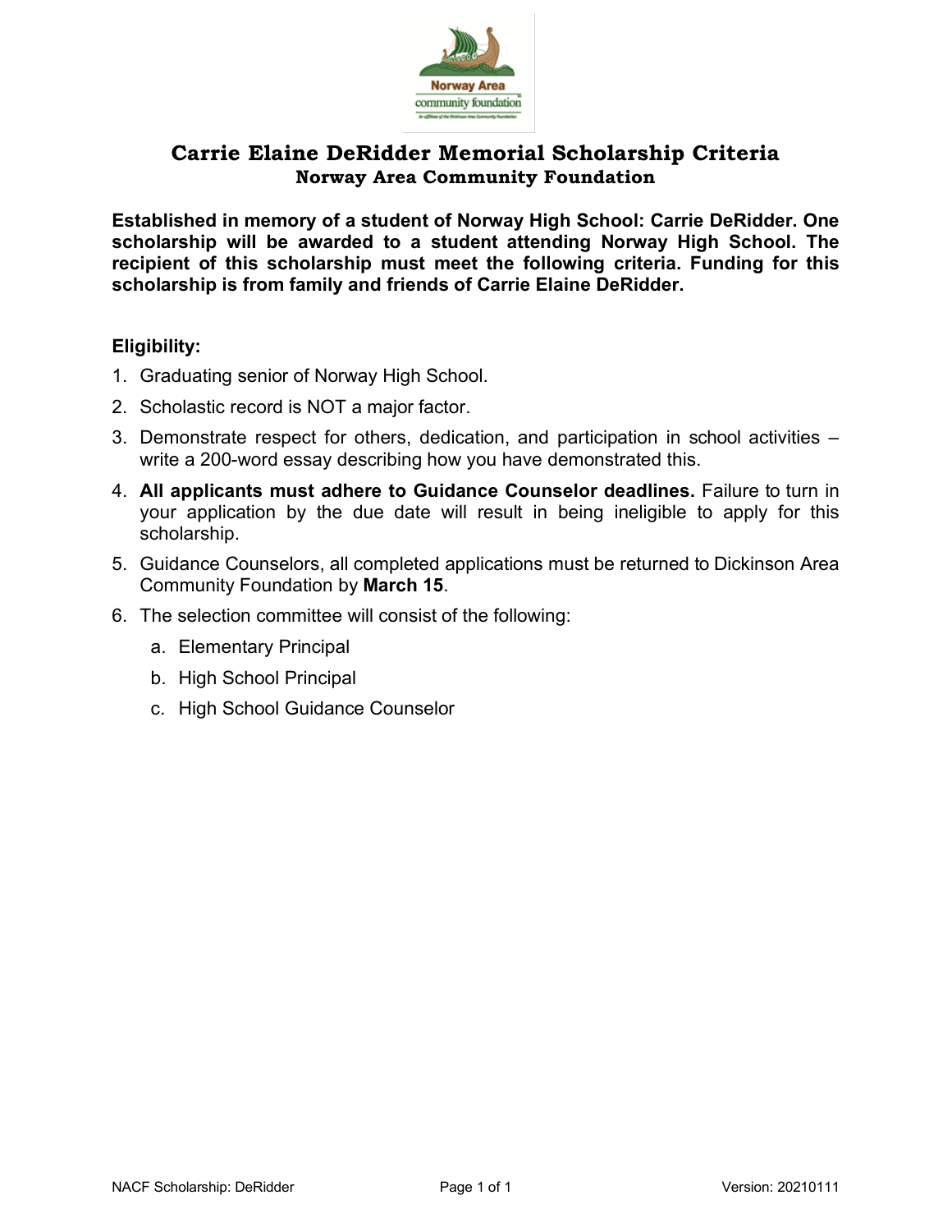# Carrie Elaine DeRidder Memorial Scholarship Criteria

## Norway Area Community Foundation

**Established in memory of a student of Norway High School: Carrie DeRidder. One scholarship will be awarded to a student attending Norway High School. The recipient of this scholarship must meet the following criteria. Funding for this scholarship is from family and friends of Carrie Elaine DeRidder.**

**Eligibility:**

1. Graduating senior of Norway High School.
2. Scholastic record is NOT a major factor.
3. Demonstrate respect for others, dedication, and participation in school activities – write a 200-word essay describing how you have demonstrated this.
4. **All applicants must adhere to Guidance Counselor deadlines.** Failure to turn in your application by the due date will result in being ineligible to apply for this scholarship.
5. Guidance Counselors, all completed applications must be returned to Dickinson Area Community Foundation by **March 15**.
6. The selection committee will consist of the following:
   a. Elementary Principal
   b. High School Principal
   c. High School Guidance Counselor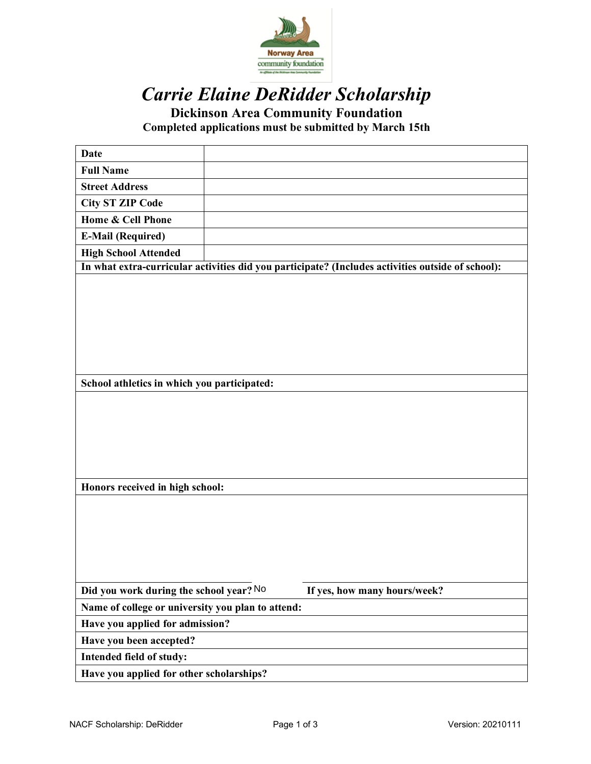# *Carrie Elaine DeRidder Scholarship*

**Dickinson Area Community Foundation**

**Completed applications must be submitted by March 15th**

| **Date** | |
|---|---|
| **Full Name** | |
| **Street Address** | |
| **City ST ZIP Code** | |
| **Home & Cell Phone** | |
| **E-Mail (Required)** | |
| **High School Attended** | |

**In what extra-curricular activities did you participate? (Includes activities outside of school):**

**School athletics in which you participated:**

**Honors received in high school:**

**Did you work during the school year?** No **If yes, how many hours/week?**

**Name of college or university you plan to attend:**

**Have you applied for admission?**

**Have you been accepted?**

**Intended field of study:**

**Have you applied for other scholarships?**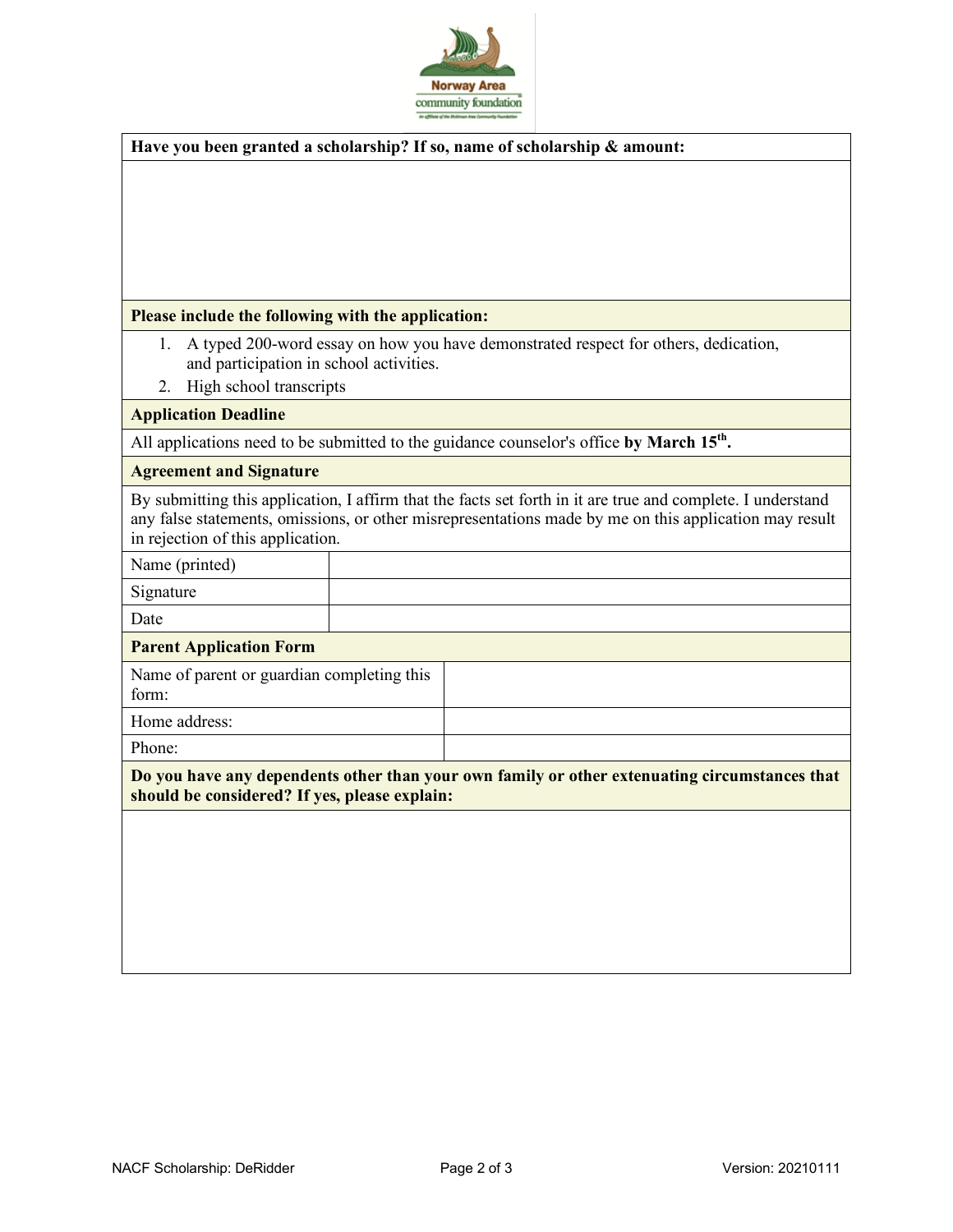| Have you been granted a scholarship? If so, name of scholarship & amount: |
|---|
| |

**Please include the following with the application:**

1. A typed 200-word essay on how you have demonstrated respect for others, dedication, and participation in school activities.
2. High school transcripts

**Application Deadline**

All applications need to be submitted to the guidance counselor's office **by March 15th.**

**Agreement and Signature**

By submitting this application, I affirm that the facts set forth in it are true and complete. I understand any false statements, omissions, or other misrepresentations made by me on this application may result in rejection of this application.

| | |
|---|---|
| Name (printed) | |
| Signature | |
| Date | |

**Parent Application Form**

| | |
|---|---|
| Name of parent or guardian completing this form: | |
| Home address: | |
| Phone: | |

| Do you have any dependents other than your own family or other extenuating circumstances that should be considered? If yes, please explain: |
|---|
| |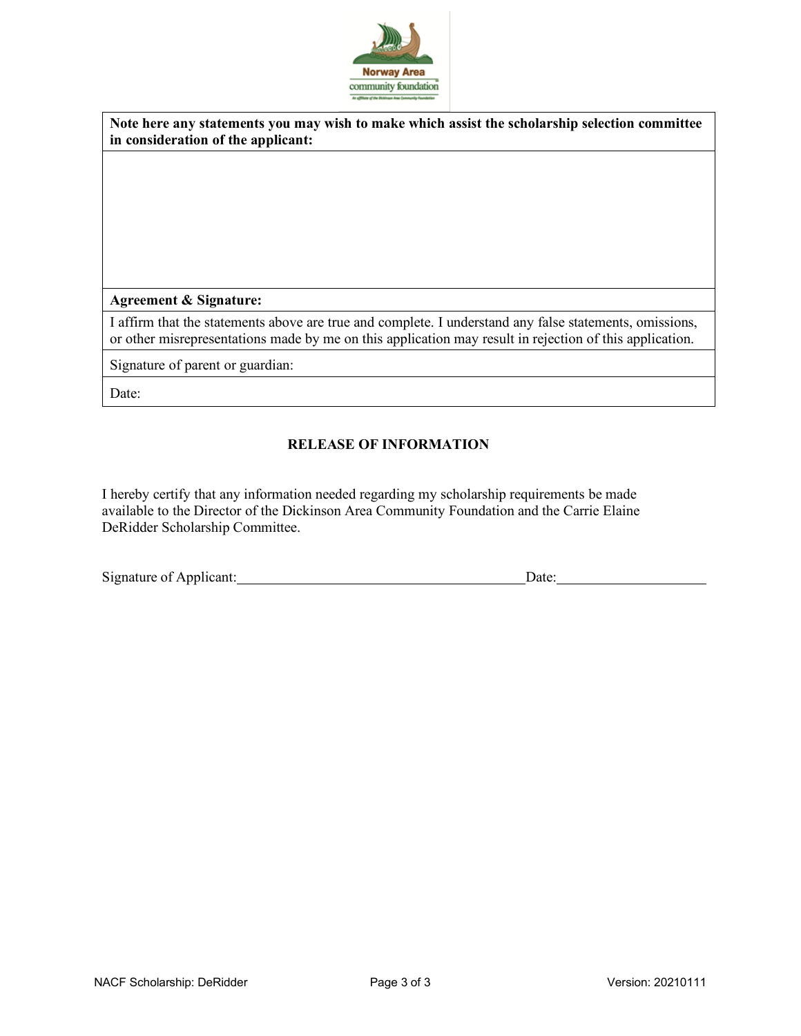| **Note here any statements you may wish to make which assist the scholarship selection committee in consideration of the applicant:** |
| --- |
| |
| **Agreement & Signature:** |
| I affirm that the statements above are true and complete. I understand any false statements, omissions, or other misrepresentations made by me on this application may result in rejection of this application. |
| Signature of parent or guardian: |
| Date: |

**RELEASE OF INFORMATION**

I hereby certify that any information needed regarding my scholarship requirements be made available to the Director of the Dickinson Area Community Foundation and the Carrie Elaine DeRidder Scholarship Committee.

Signature of Applicant:\_\_\_\_\_\_\_\_\_\_\_\_\_\_\_\_\_\_\_\_\_\_\_\_\_\_\_\_\_\_\_\_\_\_\_\_\_\_\_\_Date:\_\_\_\_\_\_\_\_\_\_\_\_\_\_\_\_\_\_\_\_